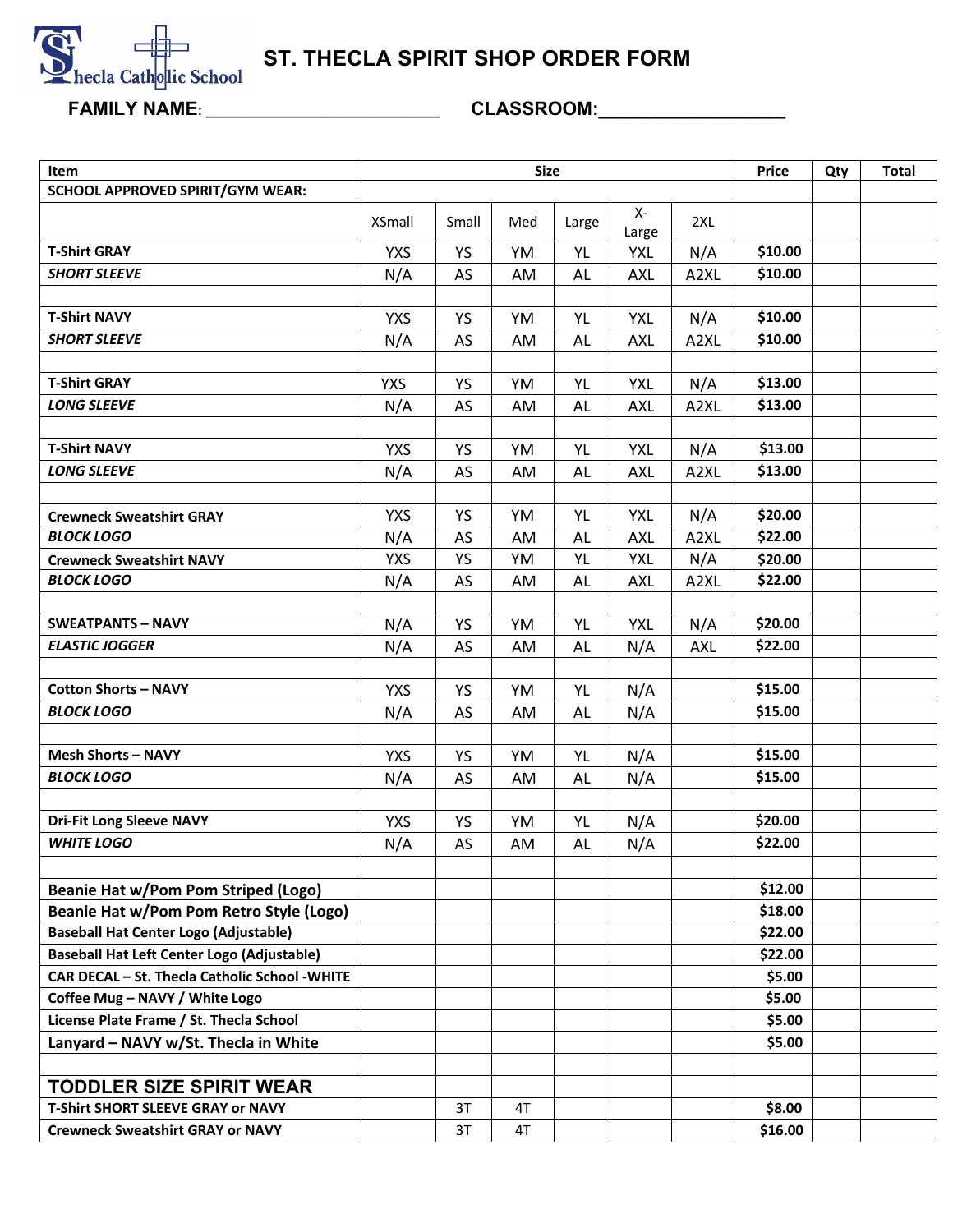# ST. THECLA SPIRIT SHOP ORDER FORM

St. Thecla Catholic School

**FAMILY NAME**: ______________________ **CLASSROOM:**_________________

| Item | Size | | | | | | Price | Qty | Total |
|---|---|---|---|---|---|---|---|---|---|
| **SCHOOL APPROVED SPIRIT/GYM WEAR:** | | | | | | | | | |
| | XSmall | Small | Med | Large | X-Large | 2XL | | | |
| **T-Shirt GRAY** | YXS | YS | YM | YL | YXL | N/A | **$10.00** | | |
| ***SHORT SLEEVE*** | N/A | AS | AM | AL | AXL | A2XL | **$10.00** | | |
| | | | | | | | | | |
| **T-Shirt NAVY** | YXS | YS | YM | YL | YXL | N/A | **$10.00** | | |
| ***SHORT SLEEVE*** | N/A | AS | AM | AL | AXL | A2XL | **$10.00** | | |
| | | | | | | | | | |
| **T-Shirt GRAY** | YXS | YS | YM | YL | YXL | N/A | **$13.00** | | |
| ***LONG SLEEVE*** | N/A | AS | AM | AL | AXL | A2XL | **$13.00** | | |
| | | | | | | | | | |
| **T-Shirt NAVY** | YXS | YS | YM | YL | YXL | N/A | **$13.00** | | |
| ***LONG SLEEVE*** | N/A | AS | AM | AL | AXL | A2XL | **$13.00** | | |
| | | | | | | | | | |
| **Crewneck Sweatshirt GRAY** | YXS | YS | YM | YL | YXL | N/A | **$20.00** | | |
| ***BLOCK LOGO*** | N/A | AS | AM | AL | AXL | A2XL | **$22.00** | | |
| **Crewneck Sweatshirt NAVY** | YXS | YS | YM | YL | YXL | N/A | **$20.00** | | |
| ***BLOCK LOGO*** | N/A | AS | AM | AL | AXL | A2XL | **$22.00** | | |
| | | | | | | | | | |
| **SWEATPANTS – NAVY** | N/A | YS | YM | YL | YXL | N/A | **$20.00** | | |
| ***ELASTIC JOGGER*** | N/A | AS | AM | AL | N/A | AXL | **$22.00** | | |
| | | | | | | | | | |
| **Cotton Shorts – NAVY** | YXS | YS | YM | YL | N/A | | **$15.00** | | |
| ***BLOCK LOGO*** | N/A | AS | AM | AL | N/A | | **$15.00** | | |
| | | | | | | | | | |
| **Mesh Shorts – NAVY** | YXS | YS | YM | YL | N/A | | **$15.00** | | |
| ***BLOCK LOGO*** | N/A | AS | AM | AL | N/A | | **$15.00** | | |
| | | | | | | | | | |
| **Dri-Fit Long Sleeve NAVY** | YXS | YS | YM | YL | N/A | | **$20.00** | | |
| ***WHITE LOGO*** | N/A | AS | AM | AL | N/A | | **$22.00** | | |
| | | | | | | | | | |
| **Beanie Hat w/Pom Pom Striped (Logo)** | | | | | | | **$12.00** | | |
| **Beanie Hat w/Pom Pom Retro Style (Logo)** | | | | | | | **$18.00** | | |
| **Baseball Hat Center Logo (Adjustable)** | | | | | | | **$22.00** | | |
| **Baseball Hat Left Center Logo (Adjustable)** | | | | | | | **$22.00** | | |
| **CAR DECAL – St. Thecla Catholic School -WHITE** | | | | | | | **$5.00** | | |
| **Coffee Mug – NAVY / White Logo** | | | | | | | **$5.00** | | |
| **License Plate Frame / St. Thecla School** | | | | | | | **$5.00** | | |
| **Lanyard – NAVY w/St. Thecla in White** | | | | | | | **$5.00** | | |
| | | | | | | | | | |
| **TODDLER SIZE SPIRIT WEAR** | | | | | | | | | |
| **T-Shirt SHORT SLEEVE GRAY or NAVY** | | 3T | 4T | | | | **$8.00** | | |
| **Crewneck Sweatshirt GRAY or NAVY** | | 3T | 4T | | | | **$16.00** | | |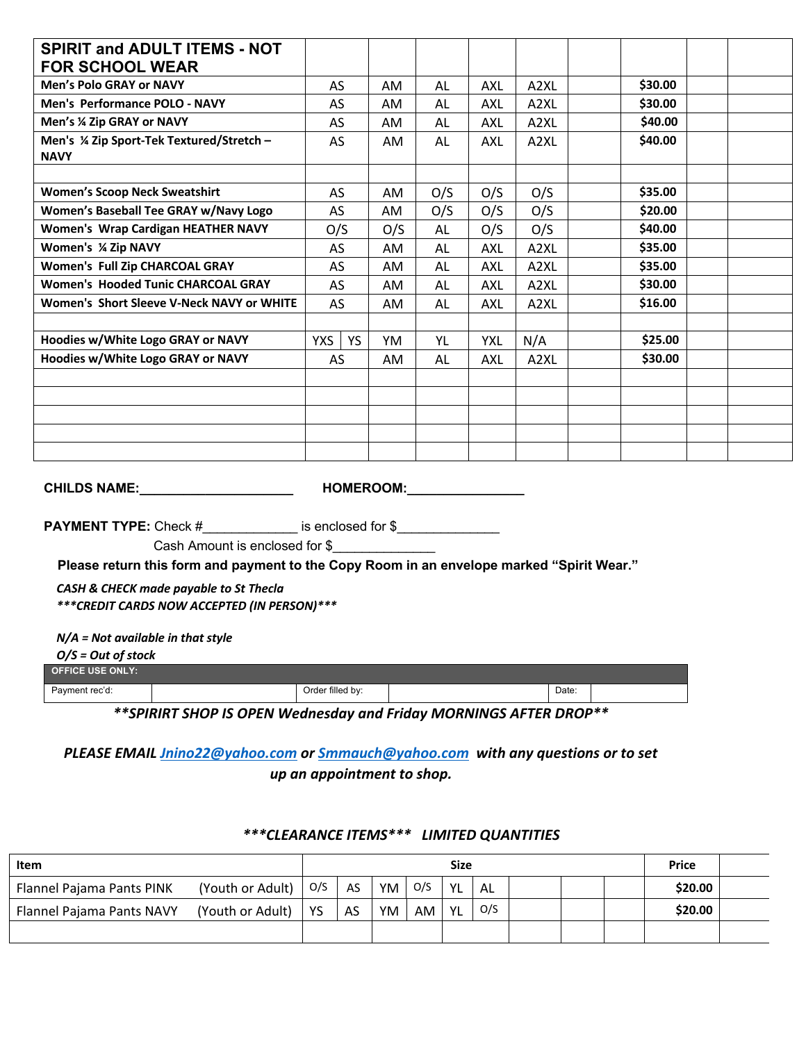| SPIRIT and ADULT ITEMS - NOT FOR SCHOOL WEAR | | | | | | | | | |
|---|---|---|---|---|---|---|---|---|---|
| Men's Polo GRAY or NAVY | AS | AM | AL | AXL | A2XL | | $30.00 | | |
| Men's Performance POLO - NAVY | AS | AM | AL | AXL | A2XL | | $30.00 | | |
| Men's ¼ Zip GRAY or NAVY | AS | AM | AL | AXL | A2XL | | $40.00 | | |
| Men's ¼ Zip Sport-Tek Textured/Stretch – NAVY | AS | AM | AL | AXL | A2XL | | $40.00 | | |
| | | | | | | | | | |
| Women's Scoop Neck Sweatshirt | AS | AM | O/S | O/S | O/S | | $35.00 | | |
| Women's Baseball Tee GRAY w/Navy Logo | AS | AM | O/S | O/S | O/S | | $20.00 | | |
| Women's Wrap Cardigan HEATHER NAVY | O/S | O/S | AL | O/S | O/S | | $40.00 | | |
| Women's ¼ Zip NAVY | AS | AM | AL | AXL | A2XL | | $35.00 | | |
| Women's Full Zip CHARCOAL GRAY | AS | AM | AL | AXL | A2XL | | $35.00 | | |
| Women's Hooded Tunic CHARCOAL GRAY | AS | AM | AL | AXL | A2XL | | $30.00 | | |
| Women's Short Sleeve V-Neck NAVY or WHITE | AS | AM | AL | AXL | A2XL | | $16.00 | | |
| | | | | | | | | | |
| Hoodies w/White Logo GRAY or NAVY | YXS / YS | YM | YL | YXL | N/A | | $25.00 | | |
| Hoodies w/White Logo GRAY or NAVY | AS | AM | AL | AXL | A2XL | | $30.00 | | |
| | | | | | | | | | |
| | | | | | | | | | |
| | | | | | | | | | |
| | | | | | | | | | |
| | | | | | | | | | |

**CHILDS NAME:**____________________ **HOMEROOM:**_______________

**PAYMENT TYPE:** Check #____________ is enclosed for $_____________

Cash Amount is enclosed for $_____________

**Please return this form and payment to the Copy Room in an envelope marked "Spirit Wear."**

***CASH & CHECK made payable to St Thecla***

*****CREDIT CARDS NOW ACCEPTED (IN PERSON)*****

***N/A = Not available in that style***

***O/S = Out of stock***

| OFFICE USE ONLY: | | | | | |
|---|---|---|---|---|---|
| Payment rec'd: | | Order filled by: | | Date: | |

*****SPIRIRT SHOP IS OPEN Wednesday and Friday MORNINGS AFTER DROP*****

***PLEASE EMAIL Jnino22@yahoo.com or Smmauch@yahoo.com with any questions or to set up an appointment to shop.***

*****CLEARANCE ITEMS***   LIMITED QUANTITIES***

| Item | Size | | | | | | | | | Price | |
|---|---|---|---|---|---|---|---|---|---|---|---|
| Flannel Pajama Pants PINK (Youth or Adult) | O/S | AS | YM | O/S | YL | AL | | | | $20.00 | |
| Flannel Pajama Pants NAVY (Youth or Adult) | YS | AS | YM | AM | YL | O/S | | | | $20.00 | |
| | | | | | | | | | | | |